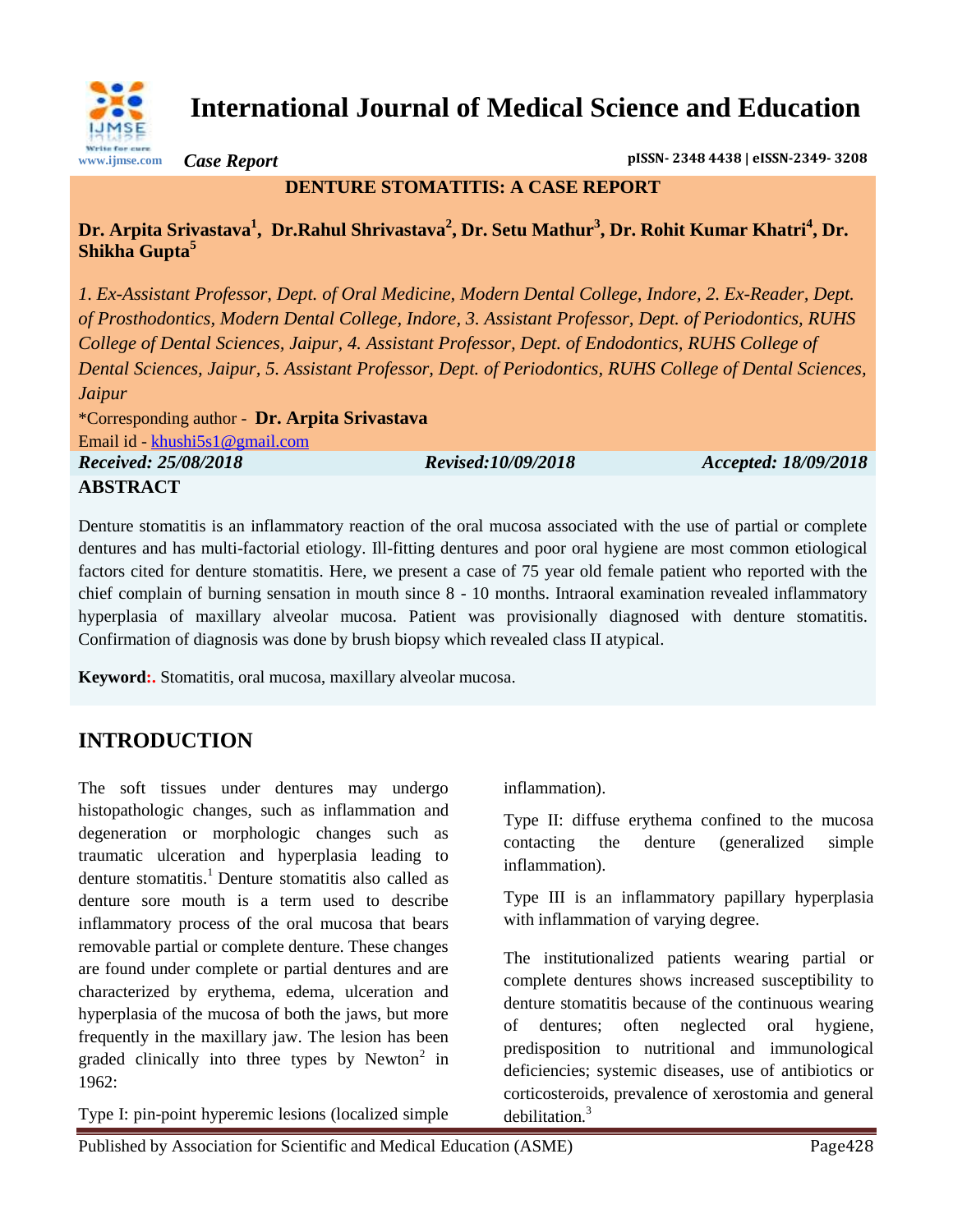# International Journal of Medical Science and Education

*Case Report*

pISSN- 2348 4438 | eISSN-2349- 3208

## DENTURE STOMATITIS: A CASE REPORT

**Dr. Arpita Srivastava[1], Dr.Rahul Shrivastava[2], Dr. Setu Mathur[3], Dr. Rohit Kumar Khatri[4], Dr. Shikha Gupta[5]**

*1. Ex-Assistant Professor, Dept. of Oral Medicine, Modern Dental College, Indore, 2. Ex-Reader, Dept. of Prosthodontics, Modern Dental College, Indore, 3. Assistant Professor, Dept. of Periodontics, RUHS College of Dental Sciences, Jaipur, 4. Assistant Professor, Dept. of Endodontics, RUHS College of Dental Sciences, Jaipur, 5. Assistant Professor, Dept. of Periodontics, RUHS College of Dental Sciences, Jaipur*

*Corresponding author - **Dr. Arpita Srivastava**

Email id - khushi5s1@gmail.com

***Received: 25/08/2018*** ***Revised:10/09/2018*** ***Accepted: 18/09/2018***

## ABSTRACT

Denture stomatitis is an inflammatory reaction of the oral mucosa associated with the use of partial or complete dentures and has multi-factorial etiology. Ill-fitting dentures and poor oral hygiene are most common etiological factors cited for denture stomatitis. Here, we present a case of 75 year old female patient who reported with the chief complain of burning sensation in mouth since 8 - 10 months. Intraoral examination revealed inflammatory hyperplasia of maxillary alveolar mucosa. Patient was provisionally diagnosed with denture stomatitis. Confirmation of diagnosis was done by brush biopsy which revealed class II atypical.

**Keyword:.** Stomatitis, oral mucosa, maxillary alveolar mucosa.

## INTRODUCTION

The soft tissues under dentures may undergo histopathologic changes, such as inflammation and degeneration or morphologic changes such as traumatic ulceration and hyperplasia leading to denture stomatitis.[1] Denture stomatitis also called as denture sore mouth is a term used to describe inflammatory process of the oral mucosa that bears removable partial or complete denture. These changes are found under complete or partial dentures and are characterized by erythema, edema, ulceration and hyperplasia of the mucosa of both the jaws, but more frequently in the maxillary jaw. The lesion has been graded clinically into three types by Newton[2] in 1962:

Type I: pin-point hyperemic lesions (localized simple inflammation).

Type II: diffuse erythema confined to the mucosa contacting the denture (generalized simple inflammation).

Type III is an inflammatory papillary hyperplasia with inflammation of varying degree.

The institutionalized patients wearing partial or complete dentures shows increased susceptibility to denture stomatitis because of the continuous wearing of dentures; often neglected oral hygiene, predisposition to nutritional and immunological deficiencies; systemic diseases, use of antibiotics or corticosteroids, prevalence of xerostomia and general debilitation.[3]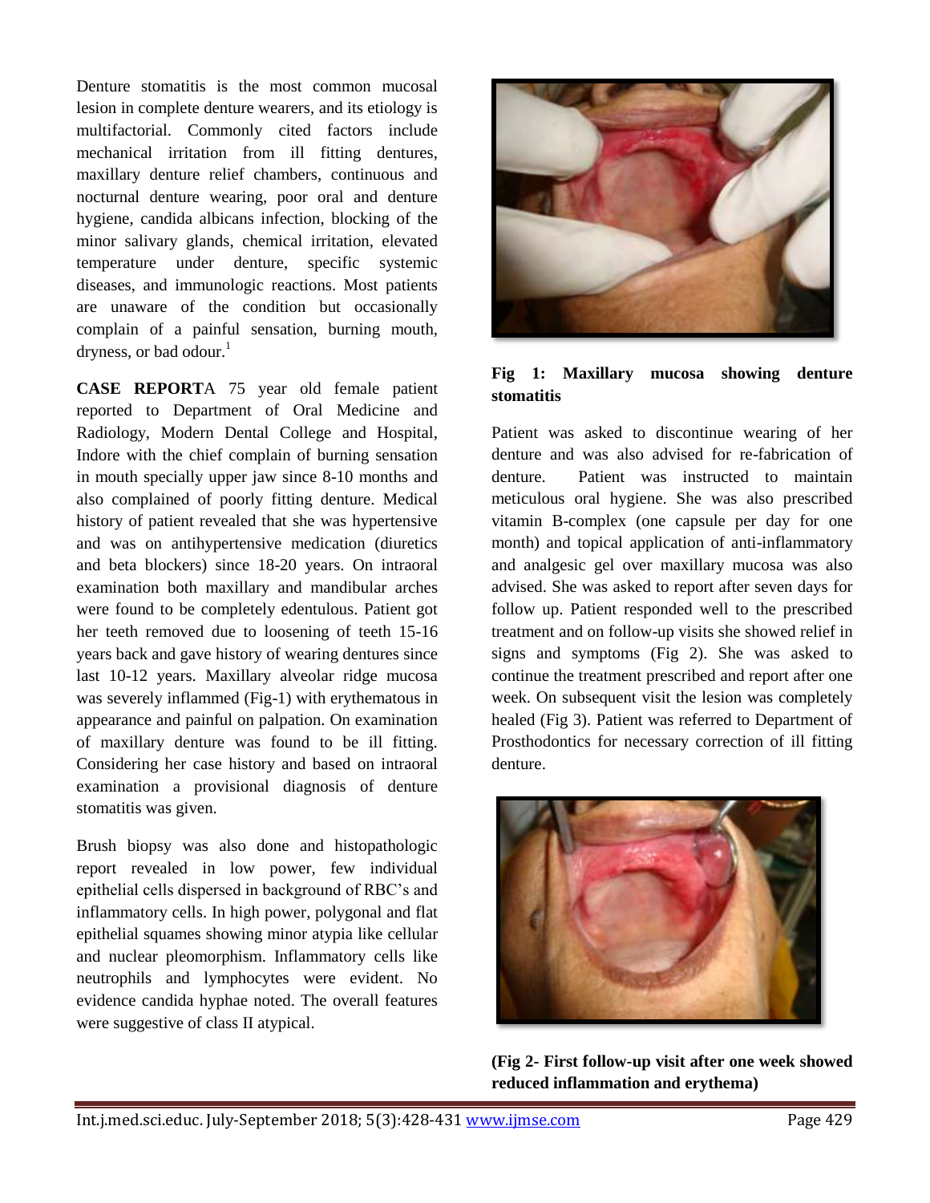Denture stomatitis is the most common mucosal lesion in complete denture wearers, and its etiology is multifactorial. Commonly cited factors include mechanical irritation from ill fitting dentures, maxillary denture relief chambers, continuous and nocturnal denture wearing, poor oral and denture hygiene, candida albicans infection, blocking of the minor salivary glands, chemical irritation, elevated temperature under denture, specific systemic diseases, and immunologic reactions. Most patients are unaware of the condition but occasionally complain of a painful sensation, burning mouth, dryness, or bad odour.[1]

**CASE REPORT**A 75 year old female patient reported to Department of Oral Medicine and Radiology, Modern Dental College and Hospital, Indore with the chief complain of burning sensation in mouth specially upper jaw since 8-10 months and also complained of poorly fitting denture. Medical history of patient revealed that she was hypertensive and was on antihypertensive medication (diuretics and beta blockers) since 18-20 years. On intraoral examination both maxillary and mandibular arches were found to be completely edentulous. Patient got her teeth removed due to loosening of teeth 15-16 years back and gave history of wearing dentures since last 10-12 years. Maxillary alveolar ridge mucosa was severely inflammed (Fig-1) with erythematous in appearance and painful on palpation. On examination of maxillary denture was found to be ill fitting. Considering her case history and based on intraoral examination a provisional diagnosis of denture stomatitis was given.

Brush biopsy was also done and histopathologic report revealed in low power, few individual epithelial cells dispersed in background of RBC's and inflammatory cells. In high power, polygonal and flat epithelial squames showing minor atypia like cellular and nuclear pleomorphism. Inflammatory cells like neutrophils and lymphocytes were evident. No evidence candida hyphae noted. The overall features were suggestive of class II atypical.

**Fig 1: Maxillary mucosa showing denture stomatitis**

Patient was asked to discontinue wearing of her denture and was also advised for re-fabrication of denture. Patient was instructed to maintain meticulous oral hygiene. She was also prescribed vitamin B-complex (one capsule per day for one month) and topical application of anti-inflammatory and analgesic gel over maxillary mucosa was also advised. She was asked to report after seven days for follow up. Patient responded well to the prescribed treatment and on follow-up visits she showed relief in signs and symptoms (Fig 2). She was asked to continue the treatment prescribed and report after one week. On subsequent visit the lesion was completely healed (Fig 3). Patient was referred to Department of Prosthodontics for necessary correction of ill fitting denture.

**(Fig 2- First follow-up visit after one week showed reduced inflammation and erythema)**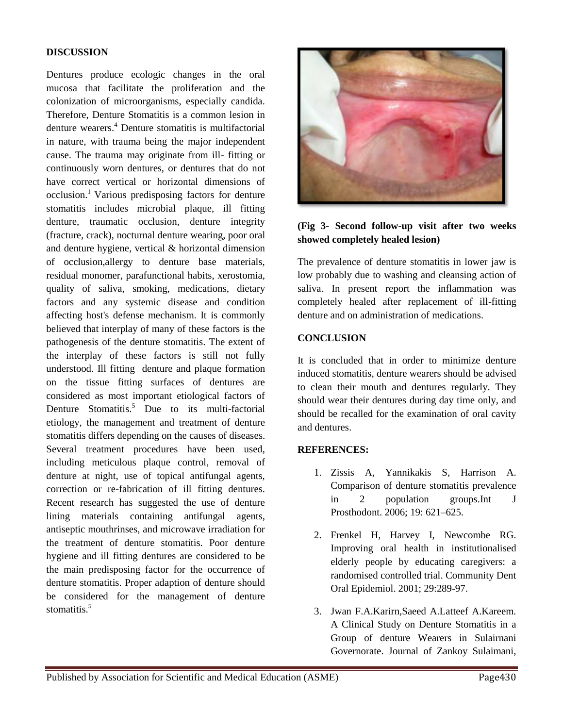## DISCUSSION

Dentures produce ecologic changes in the oral mucosa that facilitate the proliferation and the colonization of microorganisms, especially candida. Therefore, Denture Stomatitis is a common lesion in denture wearers.[4] Denture stomatitis is multifactorial in nature, with trauma being the major independent cause. The trauma may originate from ill- fitting or continuously worn dentures, or dentures that do not have correct vertical or horizontal dimensions of occlusion.[1] Various predisposing factors for denture stomatitis includes microbial plaque, ill fitting denture, traumatic occlusion, denture integrity (fracture, crack), nocturnal denture wearing, poor oral and denture hygiene, vertical & horizontal dimension of occlusion,allergy to denture base materials, residual monomer, parafunctional habits, xerostomia, quality of saliva, smoking, medications, dietary factors and any systemic disease and condition affecting host's defense mechanism. It is commonly believed that interplay of many of these factors is the pathogenesis of the denture stomatitis. The extent of the interplay of these factors is still not fully understood. Ill fitting denture and plaque formation on the tissue fitting surfaces of dentures are considered as most important etiological factors of Denture Stomatitis.[5] Due to its multi-factorial etiology, the management and treatment of denture stomatitis differs depending on the causes of diseases. Several treatment procedures have been used, including meticulous plaque control, removal of denture at night, use of topical antifungal agents, correction or re-fabrication of ill fitting dentures. Recent research has suggested the use of denture lining materials containing antifungal agents, antiseptic mouthrinses, and microwave irradiation for the treatment of denture stomatitis. Poor denture hygiene and ill fitting dentures are considered to be the main predisposing factor for the occurrence of denture stomatitis. Proper adaption of denture should be considered for the management of denture stomatitis.[5]

**(Fig 3- Second follow-up visit after two weeks showed completely healed lesion)**

The prevalence of denture stomatitis in lower jaw is low probably due to washing and cleansing action of saliva. In present report the inflammation was completely healed after replacement of ill-fitting denture and on administration of medications.

## CONCLUSION

It is concluded that in order to minimize denture induced stomatitis, denture wearers should be advised to clean their mouth and dentures regularly. They should wear their dentures during day time only, and should be recalled for the examination of oral cavity and dentures.

## REFERENCES:

1. Zissis A, Yannikakis S, Harrison A. Comparison of denture stomatitis prevalence in 2 population groups.Int J Prosthodont. 2006; 19: 621–625.
2. Frenkel H, Harvey I, Newcombe RG. Improving oral health in institutionalised elderly people by educating caregivers: a randomised controlled trial. Community Dent Oral Epidemiol. 2001; 29:289-97.
3. Jwan F.A.Karirn,Saeed A.Latteef A.Kareem. A Clinical Study on Denture Stomatitis in a Group of denture Wearers in Sulairnani Governorate. Journal of Zankoy Sulaimani,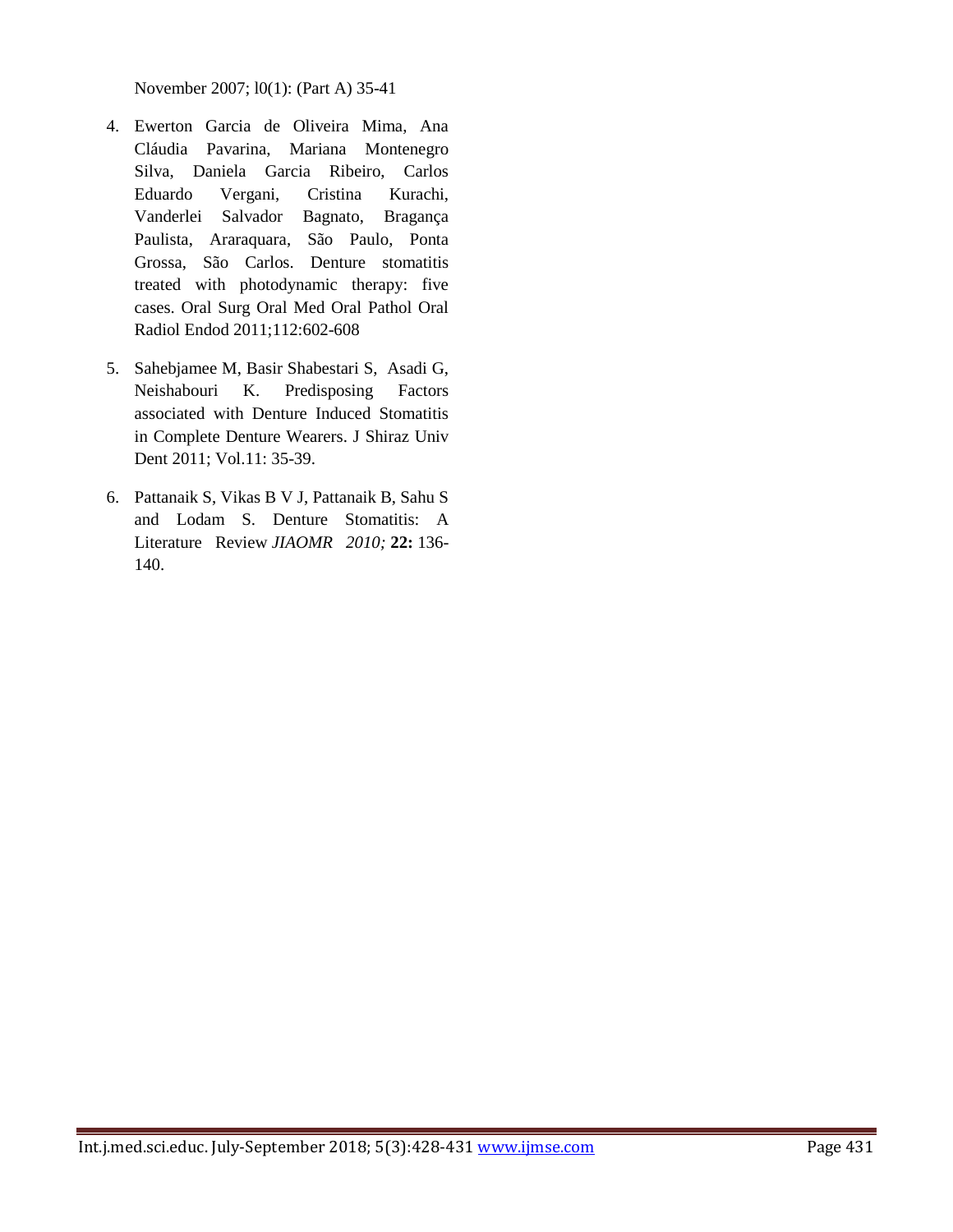November 2007; l0(1): (Part A) 35-41

4. Ewerton Garcia de Oliveira Mima, Ana Cláudia Pavarina, Mariana Montenegro Silva, Daniela Garcia Ribeiro, Carlos Eduardo Vergani, Cristina Kurachi, Vanderlei Salvador Bagnato, Bragança Paulista, Araraquara, São Paulo, Ponta Grossa, São Carlos. Denture stomatitis treated with photodynamic therapy: five cases. Oral Surg Oral Med Oral Pathol Oral Radiol Endod 2011;112:602-608

5. Sahebjamee M, Basir Shabestari S, Asadi G, Neishabouri K. Predisposing Factors associated with Denture Induced Stomatitis in Complete Denture Wearers. J Shiraz Univ Dent 2011; Vol.11: 35-39.

6. Pattanaik S, Vikas B V J, Pattanaik B, Sahu S and Lodam S. Denture Stomatitis: A Literature Review *JIAOMR 2010;* **22:** 136-140.